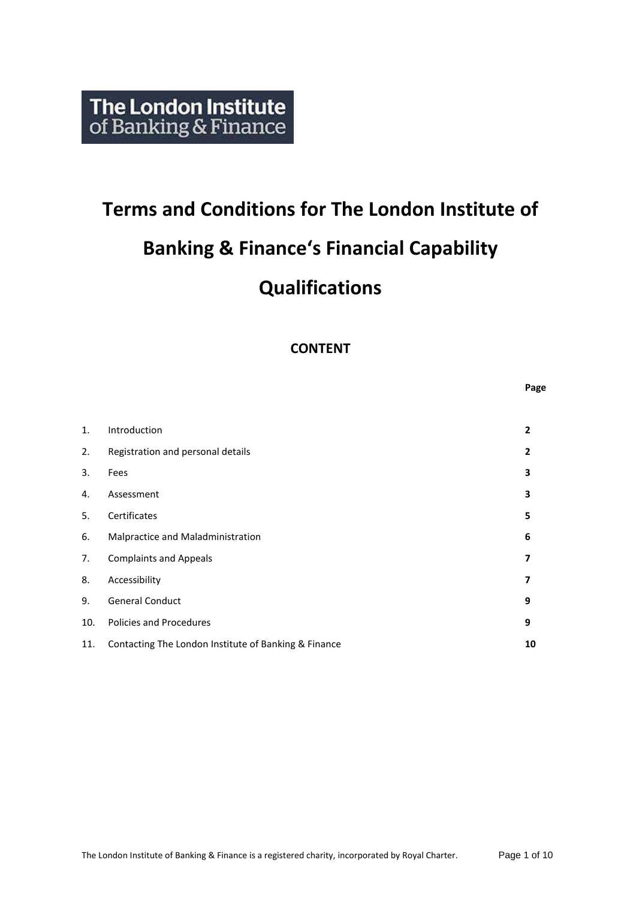The London Institute of Banking & Finance

# Terms and Conditions for The London Institute of Banking & Finance's Financial Capability Qualifications

## CONTENT

| | | Page |
|---|---|---|
| 1. | Introduction | **2** |
| 2. | Registration and personal details | **2** |
| 3. | Fees | **3** |
| 4. | Assessment | **3** |
| 5. | Certificates | **5** |
| 6. | Malpractice and Maladministration | **6** |
| 7. | Complaints and Appeals | **7** |
| 8. | Accessibility | **7** |
| 9. | General Conduct | **9** |
| 10. | Policies and Procedures | **9** |
| 11. | Contacting The London Institute of Banking & Finance | **10** |

The London Institute of Banking & Finance is a registered charity, incorporated by Royal Charter.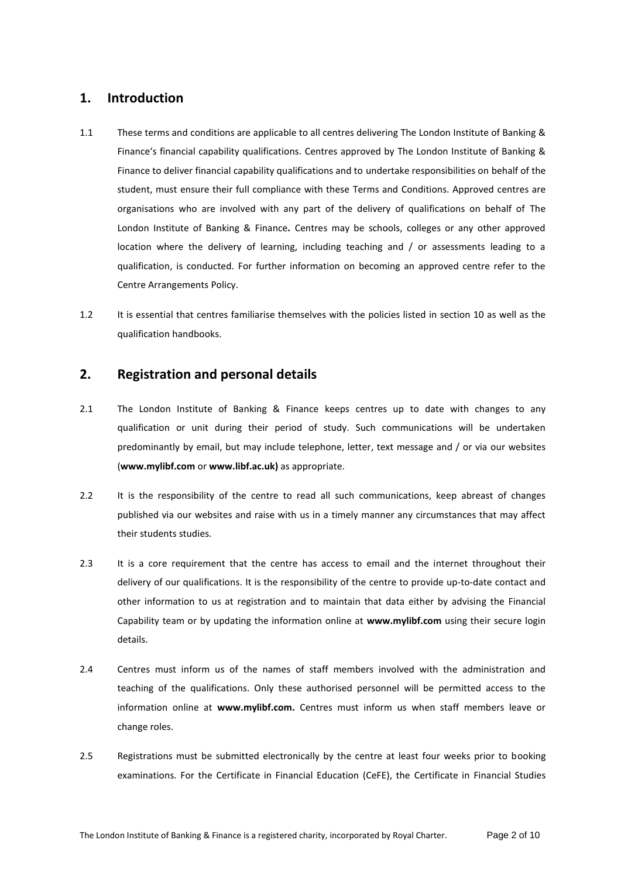## 1. Introduction

1.1 These terms and conditions are applicable to all centres delivering The London Institute of Banking & Finance's financial capability qualifications. Centres approved by The London Institute of Banking & Finance to deliver financial capability qualifications and to undertake responsibilities on behalf of the student, must ensure their full compliance with these Terms and Conditions. Approved centres are organisations who are involved with any part of the delivery of qualifications on behalf of The London Institute of Banking & Finance**.** Centres may be schools, colleges or any other approved location where the delivery of learning, including teaching and / or assessments leading to a qualification, is conducted. For further information on becoming an approved centre refer to the Centre Arrangements Policy.

1.2 It is essential that centres familiarise themselves with the policies listed in section 10 as well as the qualification handbooks.

## 2. Registration and personal details

2.1 The London Institute of Banking & Finance keeps centres up to date with changes to any qualification or unit during their period of study. Such communications will be undertaken predominantly by email, but may include telephone, letter, text message and / or via our websites (**www.mylibf.com** or **www.libf.ac.uk)** as appropriate.

2.2 It is the responsibility of the centre to read all such communications, keep abreast of changes published via our websites and raise with us in a timely manner any circumstances that may affect their students studies.

2.3 It is a core requirement that the centre has access to email and the internet throughout their delivery of our qualifications. It is the responsibility of the centre to provide up-to-date contact and other information to us at registration and to maintain that data either by advising the Financial Capability team or by updating the information online at **www.mylibf.com** using their secure login details.

2.4 Centres must inform us of the names of staff members involved with the administration and teaching of the qualifications. Only these authorised personnel will be permitted access to the information online at **www.mylibf.com.** Centres must inform us when staff members leave or change roles.

2.5 Registrations must be submitted electronically by the centre at least four weeks prior to booking examinations. For the Certificate in Financial Education (CeFE), the Certificate in Financial Studies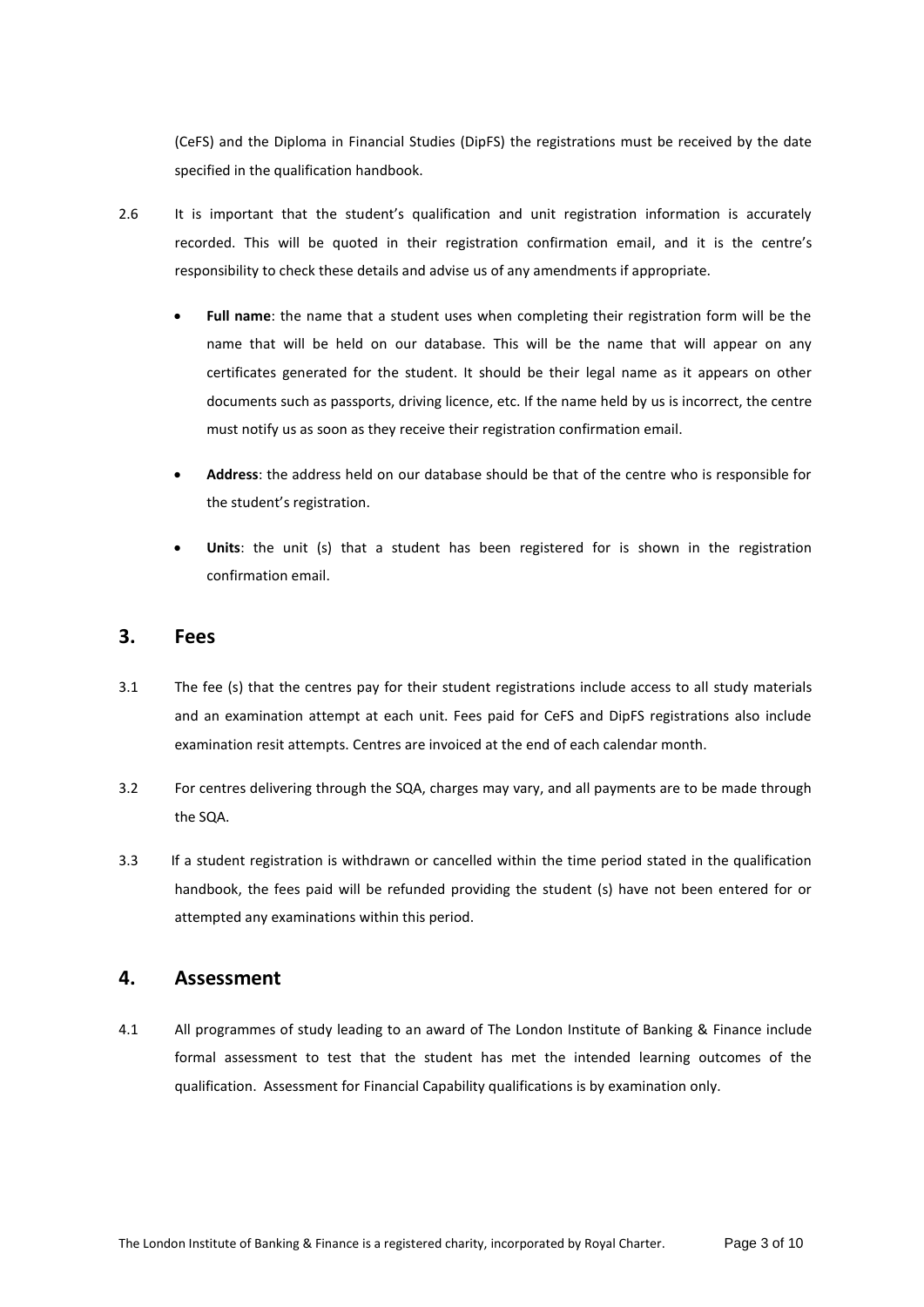(CeFS) and the Diploma in Financial Studies (DipFS) the registrations must be received by the date specified in the qualification handbook.

2.6 It is important that the student's qualification and unit registration information is accurately recorded. This will be quoted in their registration confirmation email, and it is the centre's responsibility to check these details and advise us of any amendments if appropriate.

- **Full name**: the name that a student uses when completing their registration form will be the name that will be held on our database. This will be the name that will appear on any certificates generated for the student. It should be their legal name as it appears on other documents such as passports, driving licence, etc. If the name held by us is incorrect, the centre must notify us as soon as they receive their registration confirmation email.
- **Address**: the address held on our database should be that of the centre who is responsible for the student's registration.
- **Units**: the unit (s) that a student has been registered for is shown in the registration confirmation email.

## 3. Fees

3.1 The fee (s) that the centres pay for their student registrations include access to all study materials and an examination attempt at each unit. Fees paid for CeFS and DipFS registrations also include examination resit attempts. Centres are invoiced at the end of each calendar month.

3.2 For centres delivering through the SQA, charges may vary, and all payments are to be made through the SQA.

3.3 If a student registration is withdrawn or cancelled within the time period stated in the qualification handbook, the fees paid will be refunded providing the student (s) have not been entered for or attempted any examinations within this period.

## 4. Assessment

4.1 All programmes of study leading to an award of The London Institute of Banking & Finance include formal assessment to test that the student has met the intended learning outcomes of the qualification. Assessment for Financial Capability qualifications is by examination only.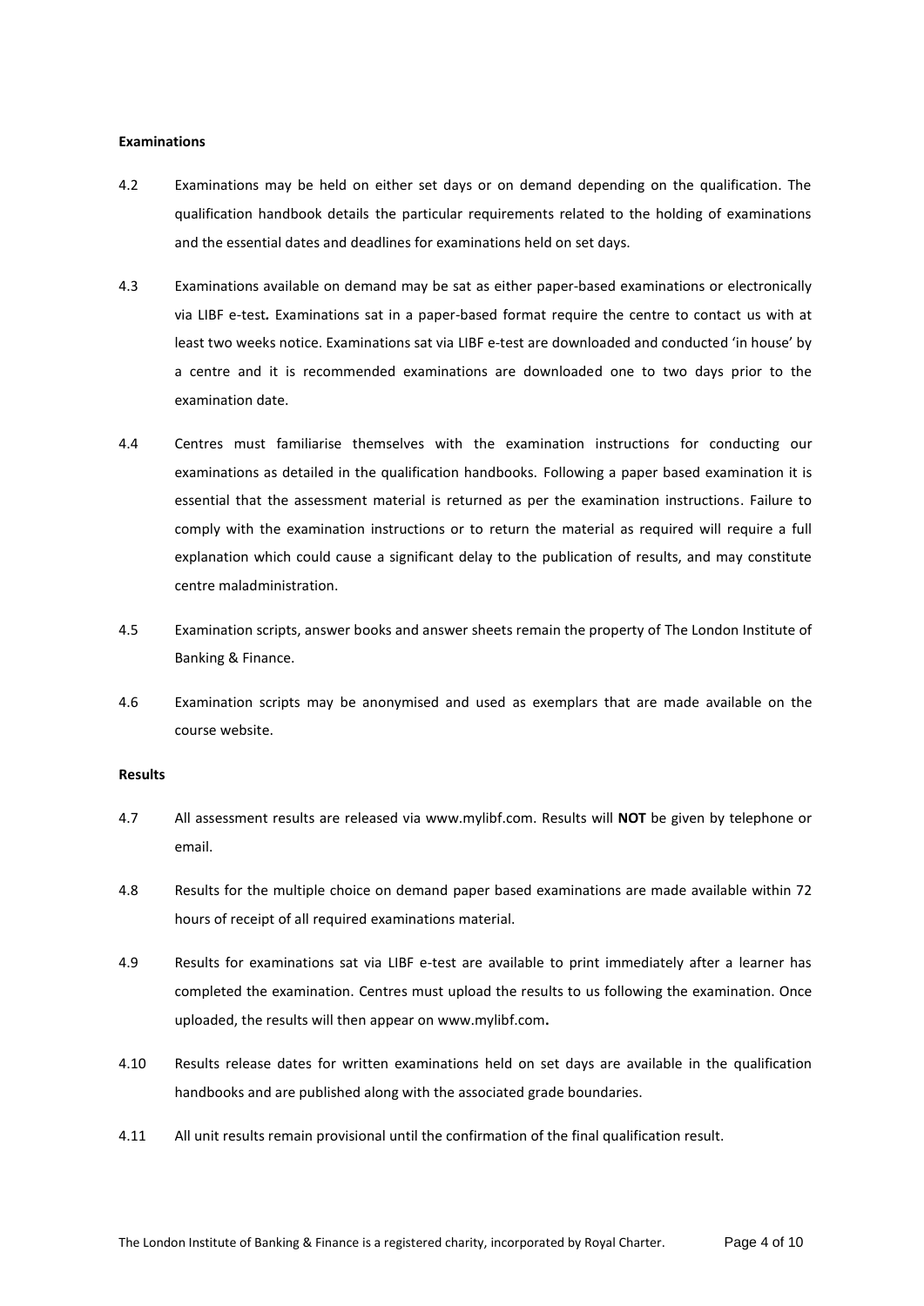**Examinations**

4.2 Examinations may be held on either set days or on demand depending on the qualification. The qualification handbook details the particular requirements related to the holding of examinations and the essential dates and deadlines for examinations held on set days.

4.3 Examinations available on demand may be sat as either paper-based examinations or electronically via LIBF e-test**.** Examinations sat in a paper-based format require the centre to contact us with at least two weeks notice. Examinations sat via LIBF e-test are downloaded and conducted 'in house' by a centre and it is recommended examinations are downloaded one to two days prior to the examination date.

4.4 Centres must familiarise themselves with the examination instructions for conducting our examinations as detailed in the qualification handbooks. Following a paper based examination it is essential that the assessment material is returned as per the examination instructions. Failure to comply with the examination instructions or to return the material as required will require a full explanation which could cause a significant delay to the publication of results, and may constitute centre maladministration.

4.5 Examination scripts, answer books and answer sheets remain the property of The London Institute of Banking & Finance.

4.6 Examination scripts may be anonymised and used as exemplars that are made available on the course website.

**Results**

4.7 All assessment results are released via www.mylibf.com. Results will **NOT** be given by telephone or email.

4.8 Results for the multiple choice on demand paper based examinations are made available within 72 hours of receipt of all required examinations material.

4.9 Results for examinations sat via LIBF e-test are available to print immediately after a learner has completed the examination. Centres must upload the results to us following the examination. Once uploaded, the results will then appear on www.mylibf.com**.**

4.10 Results release dates for written examinations held on set days are available in the qualification handbooks and are published along with the associated grade boundaries.

4.11 All unit results remain provisional until the confirmation of the final qualification result.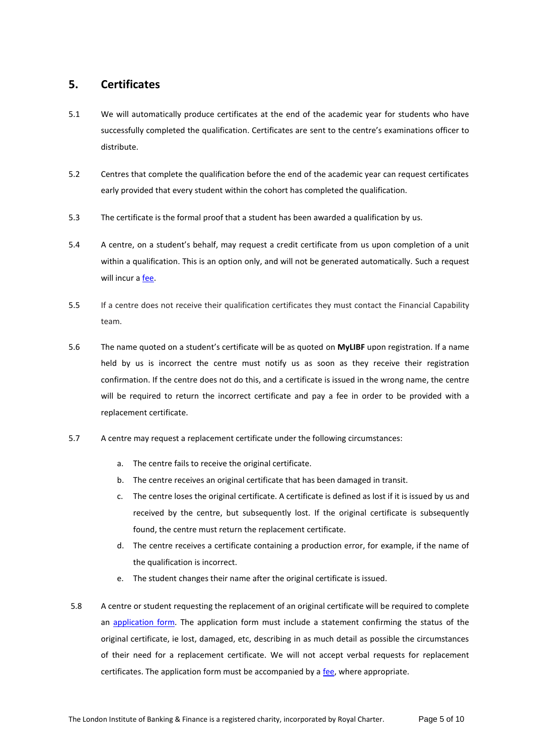## 5. Certificates

5.1 We will automatically produce certificates at the end of the academic year for students who have successfully completed the qualification. Certificates are sent to the centre's examinations officer to distribute.

5.2 Centres that complete the qualification before the end of the academic year can request certificates early provided that every student within the cohort has completed the qualification.

5.3 The certificate is the formal proof that a student has been awarded a qualification by us.

5.4 A centre, on a student's behalf, may request a credit certificate from us upon completion of a unit within a qualification. This is an option only, and will not be generated automatically. Such a request will incur a fee.

5.5 If a centre does not receive their qualification certificates they must contact the Financial Capability team.

5.6 The name quoted on a student's certificate will be as quoted on **MyLIBF** upon registration. If a name held by us is incorrect the centre must notify us as soon as they receive their registration confirmation. If the centre does not do this, and a certificate is issued in the wrong name, the centre will be required to return the incorrect certificate and pay a fee in order to be provided with a replacement certificate.

5.7 A centre may request a replacement certificate under the following circumstances:

a. The centre fails to receive the original certificate.

b. The centre receives an original certificate that has been damaged in transit.

c. The centre loses the original certificate. A certificate is defined as lost if it is issued by us and received by the centre, but subsequently lost. If the original certificate is subsequently found, the centre must return the replacement certificate.

d. The centre receives a certificate containing a production error, for example, if the name of the qualification is incorrect.

e. The student changes their name after the original certificate is issued.

5.8 A centre or student requesting the replacement of an original certificate will be required to complete an application form. The application form must include a statement confirming the status of the original certificate, ie lost, damaged, etc, describing in as much detail as possible the circumstances of their need for a replacement certificate. We will not accept verbal requests for replacement certificates. The application form must be accompanied by a fee, where appropriate.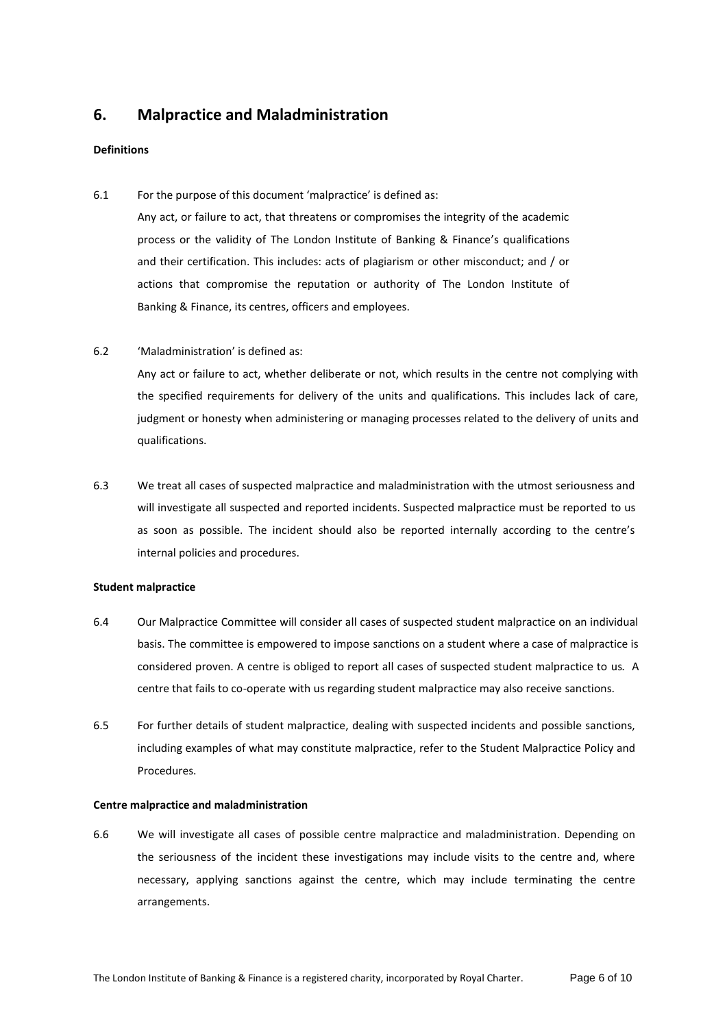## 6. Malpractice and Maladministration

**Definitions**

6.1 For the purpose of this document 'malpractice' is defined as:

Any act, or failure to act, that threatens or compromises the integrity of the academic process or the validity of The London Institute of Banking & Finance's qualifications and their certification. This includes: acts of plagiarism or other misconduct; and / or actions that compromise the reputation or authority of The London Institute of Banking & Finance, its centres, officers and employees.

6.2 'Maladministration' is defined as:

Any act or failure to act, whether deliberate or not, which results in the centre not complying with the specified requirements for delivery of the units and qualifications. This includes lack of care, judgment or honesty when administering or managing processes related to the delivery of units and qualifications.

6.3 We treat all cases of suspected malpractice and maladministration with the utmost seriousness and will investigate all suspected and reported incidents. Suspected malpractice must be reported to us as soon as possible. The incident should also be reported internally according to the centre's internal policies and procedures.

**Student malpractice**

6.4 Our Malpractice Committee will consider all cases of suspected student malpractice on an individual basis. The committee is empowered to impose sanctions on a student where a case of malpractice is considered proven. A centre is obliged to report all cases of suspected student malpractice to us. A centre that fails to co-operate with us regarding student malpractice may also receive sanctions.

6.5 For further details of student malpractice, dealing with suspected incidents and possible sanctions, including examples of what may constitute malpractice, refer to the Student Malpractice Policy and Procedures.

**Centre malpractice and maladministration**

6.6 We will investigate all cases of possible centre malpractice and maladministration. Depending on the seriousness of the incident these investigations may include visits to the centre and, where necessary, applying sanctions against the centre, which may include terminating the centre arrangements.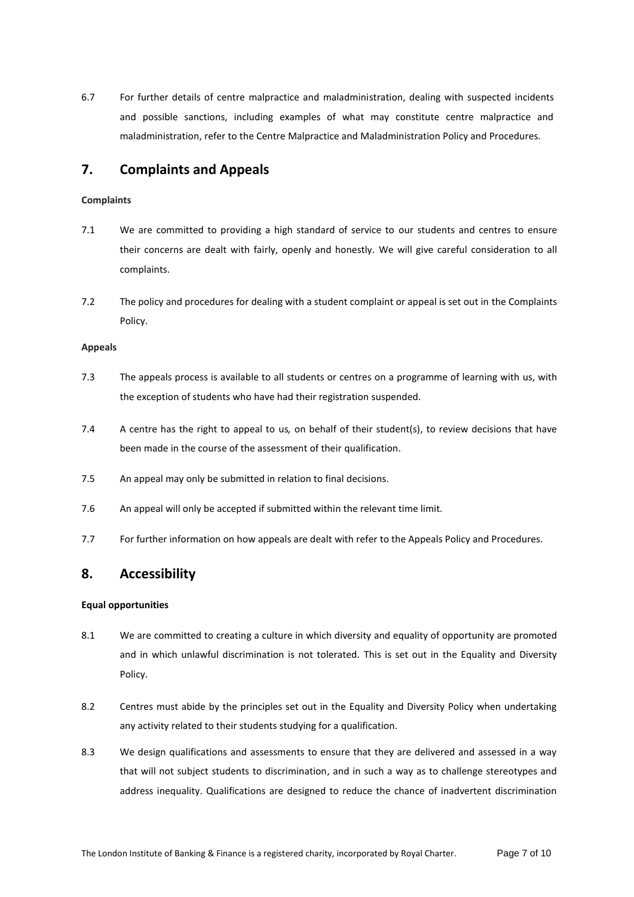6.7 For further details of centre malpractice and maladministration, dealing with suspected incidents and possible sanctions, including examples of what may constitute centre malpractice and maladministration, refer to the Centre Malpractice and Maladministration Policy and Procedures.

## 7. Complaints and Appeals

**Complaints**

7.1 We are committed to providing a high standard of service to our students and centres to ensure their concerns are dealt with fairly, openly and honestly. We will give careful consideration to all complaints.

7.2 The policy and procedures for dealing with a student complaint or appeal is set out in the Complaints Policy.

**Appeals**

7.3 The appeals process is available to all students or centres on a programme of learning with us, with the exception of students who have had their registration suspended.

7.4 A centre has the right to appeal to us*,* on behalf of their student(s), to review decisions that have been made in the course of the assessment of their qualification.

7.5 An appeal may only be submitted in relation to final decisions.

7.6 An appeal will only be accepted if submitted within the relevant time limit.

7.7 For further information on how appeals are dealt with refer to the Appeals Policy and Procedures.

## 8. Accessibility

**Equal opportunities**

8.1 We are committed to creating a culture in which diversity and equality of opportunity are promoted and in which unlawful discrimination is not tolerated. This is set out in the Equality and Diversity Policy.

8.2 Centres must abide by the principles set out in the Equality and Diversity Policy when undertaking any activity related to their students studying for a qualification.

8.3 We design qualifications and assessments to ensure that they are delivered and assessed in a way that will not subject students to discrimination, and in such a way as to challenge stereotypes and address inequality. Qualifications are designed to reduce the chance of inadvertent discrimination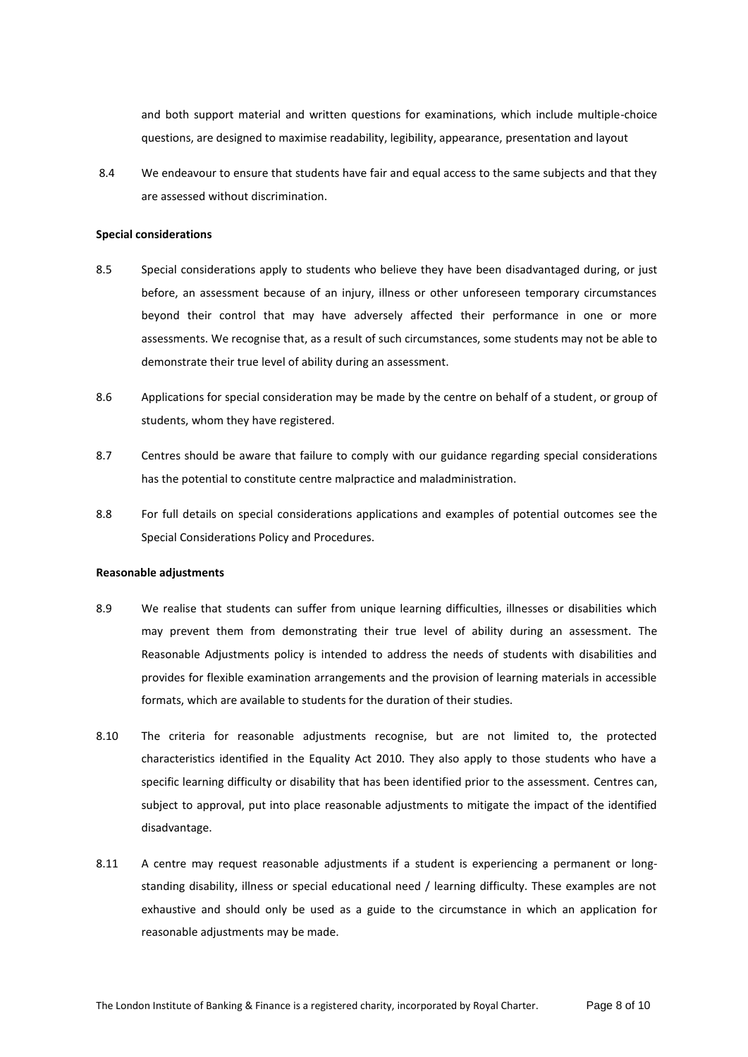and both support material and written questions for examinations, which include multiple-choice questions, are designed to maximise readability, legibility, appearance, presentation and layout

8.4 We endeavour to ensure that students have fair and equal access to the same subjects and that they are assessed without discrimination.

**Special considerations**

8.5 Special considerations apply to students who believe they have been disadvantaged during, or just before, an assessment because of an injury, illness or other unforeseen temporary circumstances beyond their control that may have adversely affected their performance in one or more assessments. We recognise that, as a result of such circumstances, some students may not be able to demonstrate their true level of ability during an assessment.

8.6 Applications for special consideration may be made by the centre on behalf of a student, or group of students, whom they have registered.

8.7 Centres should be aware that failure to comply with our guidance regarding special considerations has the potential to constitute centre malpractice and maladministration.

8.8 For full details on special considerations applications and examples of potential outcomes see the Special Considerations Policy and Procedures.

**Reasonable adjustments**

8.9 We realise that students can suffer from unique learning difficulties, illnesses or disabilities which may prevent them from demonstrating their true level of ability during an assessment. The Reasonable Adjustments policy is intended to address the needs of students with disabilities and provides for flexible examination arrangements and the provision of learning materials in accessible formats, which are available to students for the duration of their studies.

8.10 The criteria for reasonable adjustments recognise, but are not limited to, the protected characteristics identified in the Equality Act 2010. They also apply to those students who have a specific learning difficulty or disability that has been identified prior to the assessment. Centres can, subject to approval, put into place reasonable adjustments to mitigate the impact of the identified disadvantage.

8.11 A centre may request reasonable adjustments if a student is experiencing a permanent or long-standing disability, illness or special educational need / learning difficulty. These examples are not exhaustive and should only be used as a guide to the circumstance in which an application for reasonable adjustments may be made.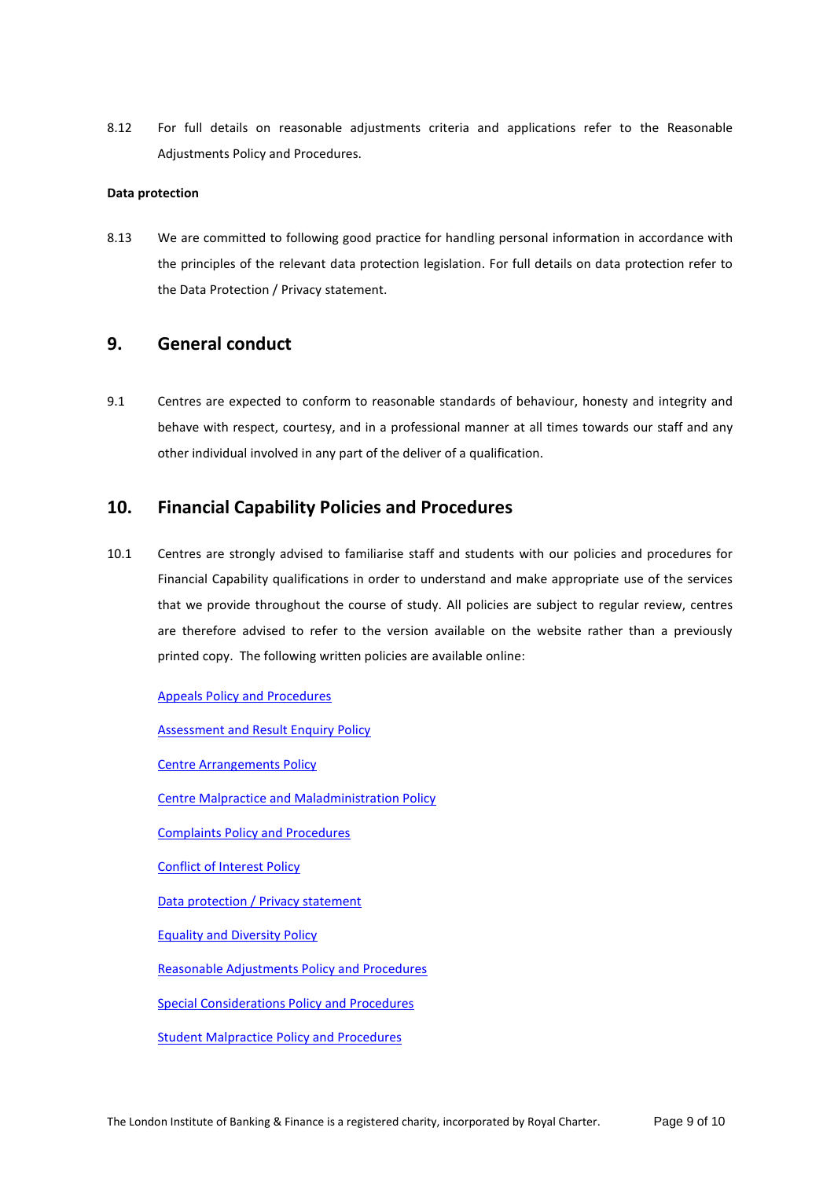8.12 For full details on reasonable adjustments criteria and applications refer to the Reasonable Adjustments Policy and Procedures.

**Data protection**

8.13 We are committed to following good practice for handling personal information in accordance with the principles of the relevant data protection legislation. For full details on data protection refer to the Data Protection / Privacy statement.

## 9. General conduct

9.1 Centres are expected to conform to reasonable standards of behaviour, honesty and integrity and behave with respect, courtesy, and in a professional manner at all times towards our staff and any other individual involved in any part of the deliver of a qualification.

## 10. Financial Capability Policies and Procedures

10.1 Centres are strongly advised to familiarise staff and students with our policies and procedures for Financial Capability qualifications in order to understand and make appropriate use of the services that we provide throughout the course of study. All policies are subject to regular review, centres are therefore advised to refer to the version available on the website rather than a previously printed copy. The following written policies are available online:

Appeals Policy and Procedures

Assessment and Result Enquiry Policy

Centre Arrangements Policy

Centre Malpractice and Maladministration Policy

Complaints Policy and Procedures

Conflict of Interest Policy

Data protection / Privacy statement

Equality and Diversity Policy

Reasonable Adjustments Policy and Procedures

Special Considerations Policy and Procedures

Student Malpractice Policy and Procedures

The London Institute of Banking & Finance is a registered charity, incorporated by Royal Charter.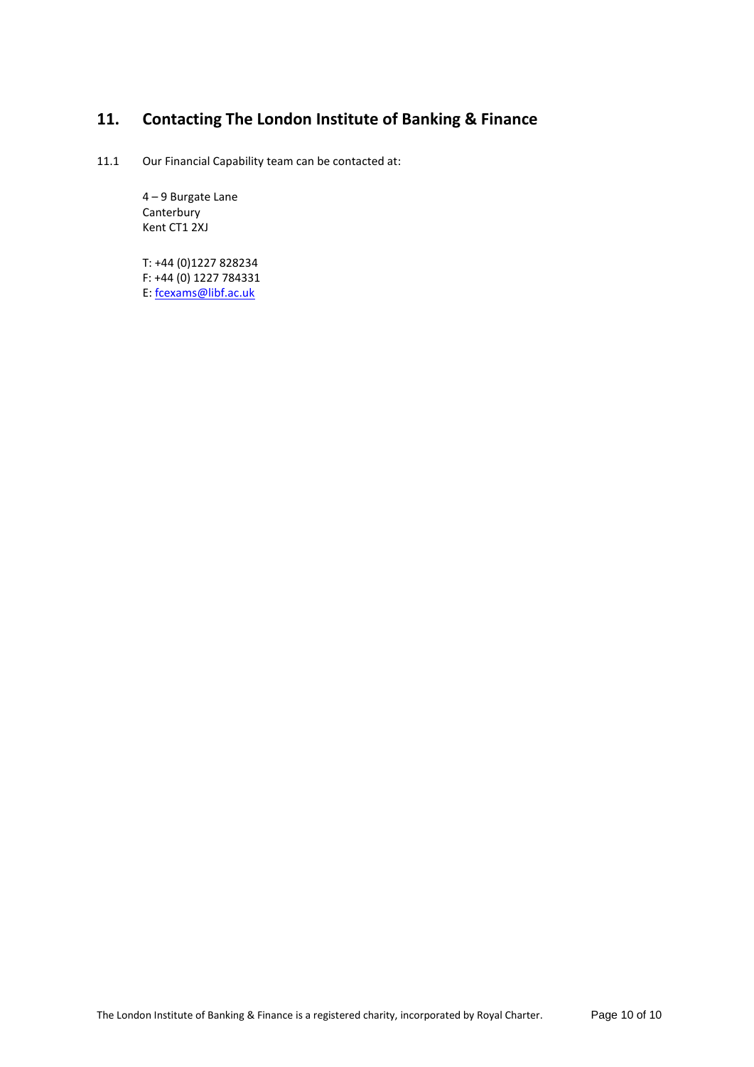## 11. Contacting The London Institute of Banking & Finance

11.1 Our Financial Capability team can be contacted at:

4 – 9 Burgate Lane  
Canterbury  
Kent CT1 2XJ

T: +44 (0)1227 828234  
F: +44 (0) 1227 784331  
E: fcexams@libf.ac.uk

The London Institute of Banking & Finance is a registered charity, incorporated by Royal Charter.